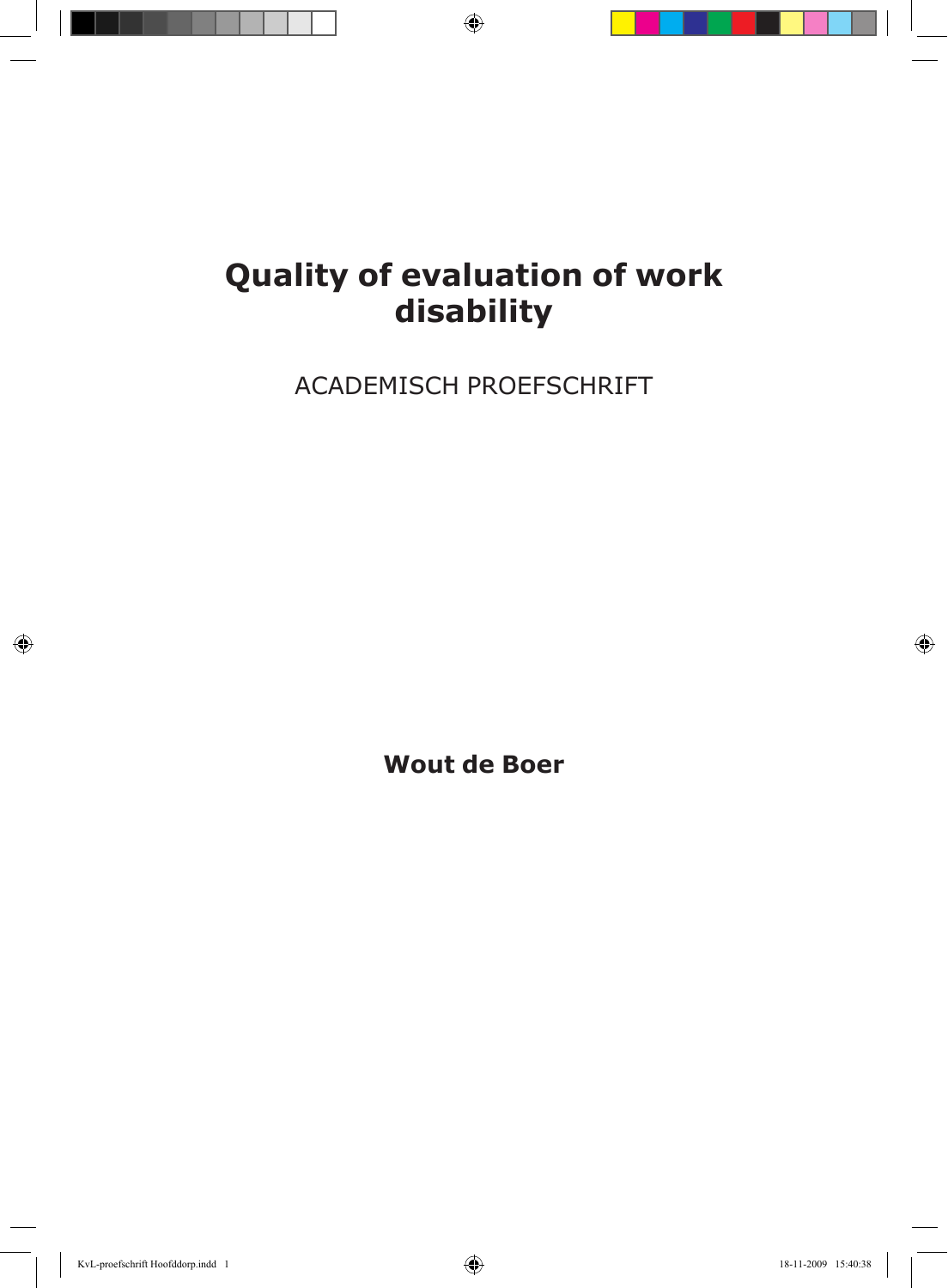# Quality of evaluation of work disability

ACADEMISCH PROEFSCHRIFT

**Wout de Boer**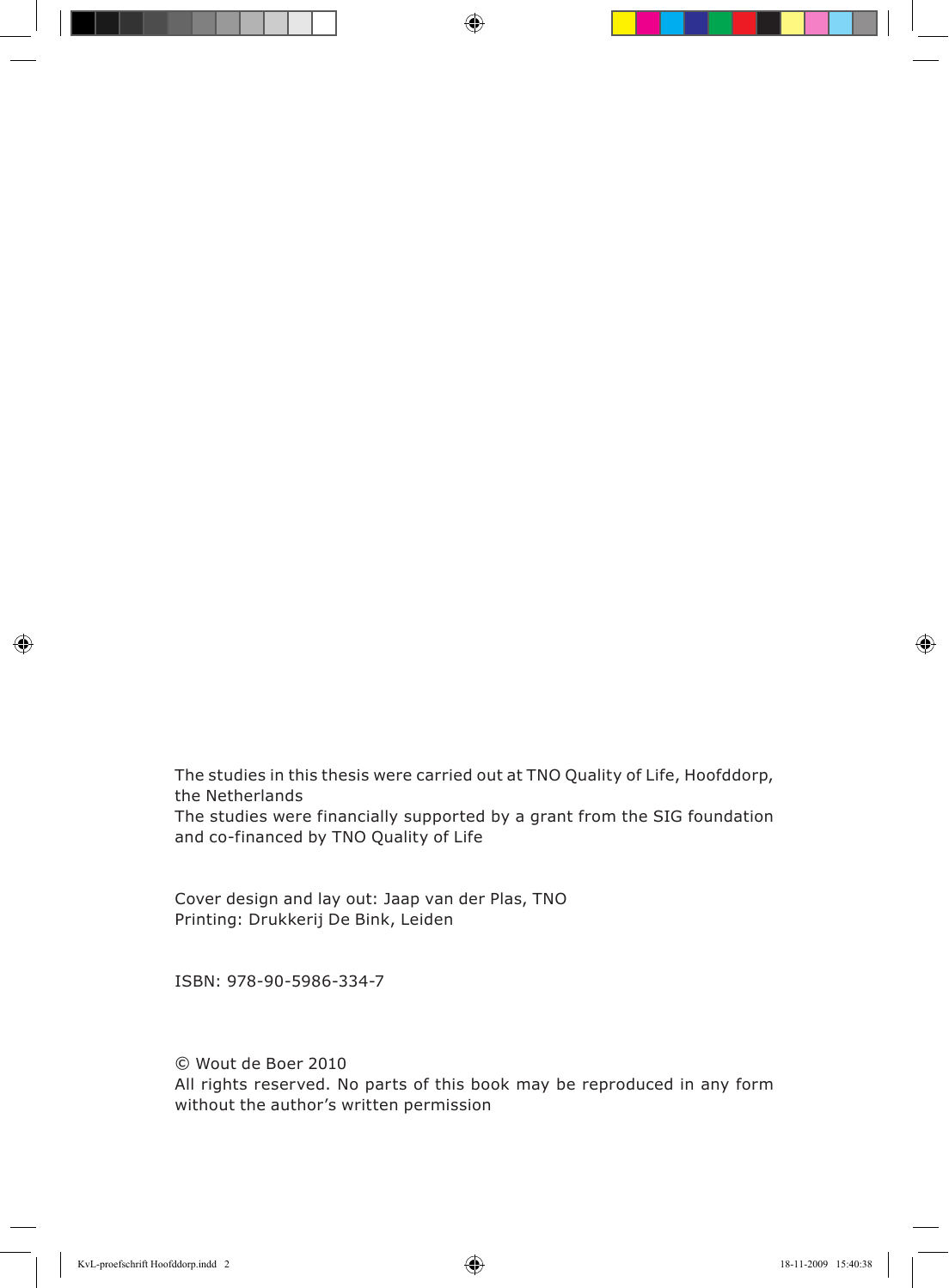The studies in this thesis were carried out at TNO Quality of Life, Hoofddorp, the Netherlands
The studies were financially supported by a grant from the SIG foundation and co-financed by TNO Quality of Life

Cover design and lay out: Jaap van der Plas, TNO
Printing: Drukkerij De Bink, Leiden

ISBN: 978-90-5986-334-7

© Wout de Boer 2010
All rights reserved. No parts of this book may be reproduced in any form without the author's written permission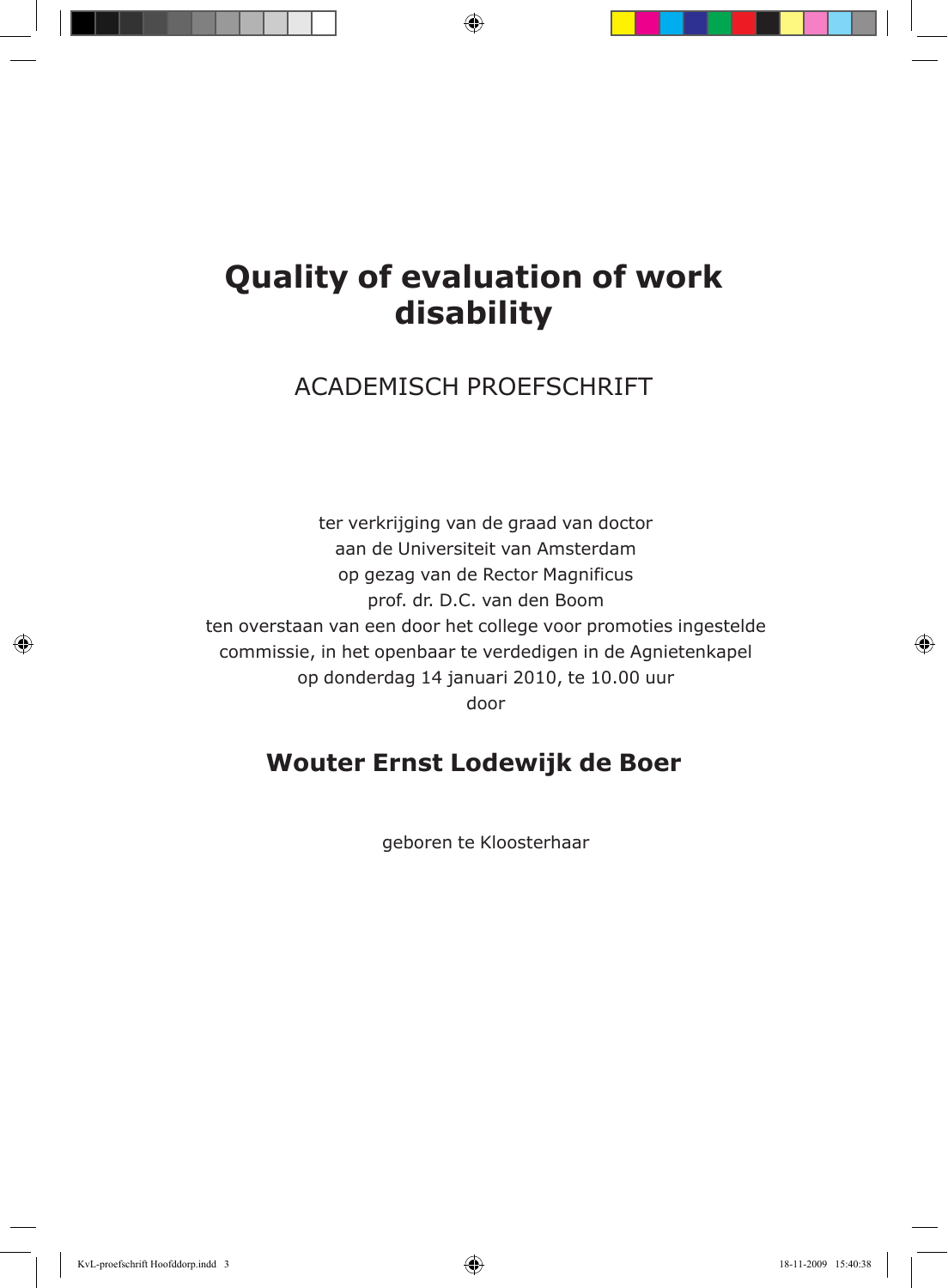# Quality of evaluation of work disability

ACADEMISCH PROEFSCHRIFT

ter verkrijging van de graad van doctor
aan de Universiteit van Amsterdam
op gezag van de Rector Magnificus
prof. dr. D.C. van den Boom
ten overstaan van een door het college voor promoties ingestelde
commissie, in het openbaar te verdedigen in de Agnietenkapel
op donderdag 14 januari 2010, te 10.00 uur
door

**Wouter Ernst Lodewijk de Boer**

geboren te Kloosterhaar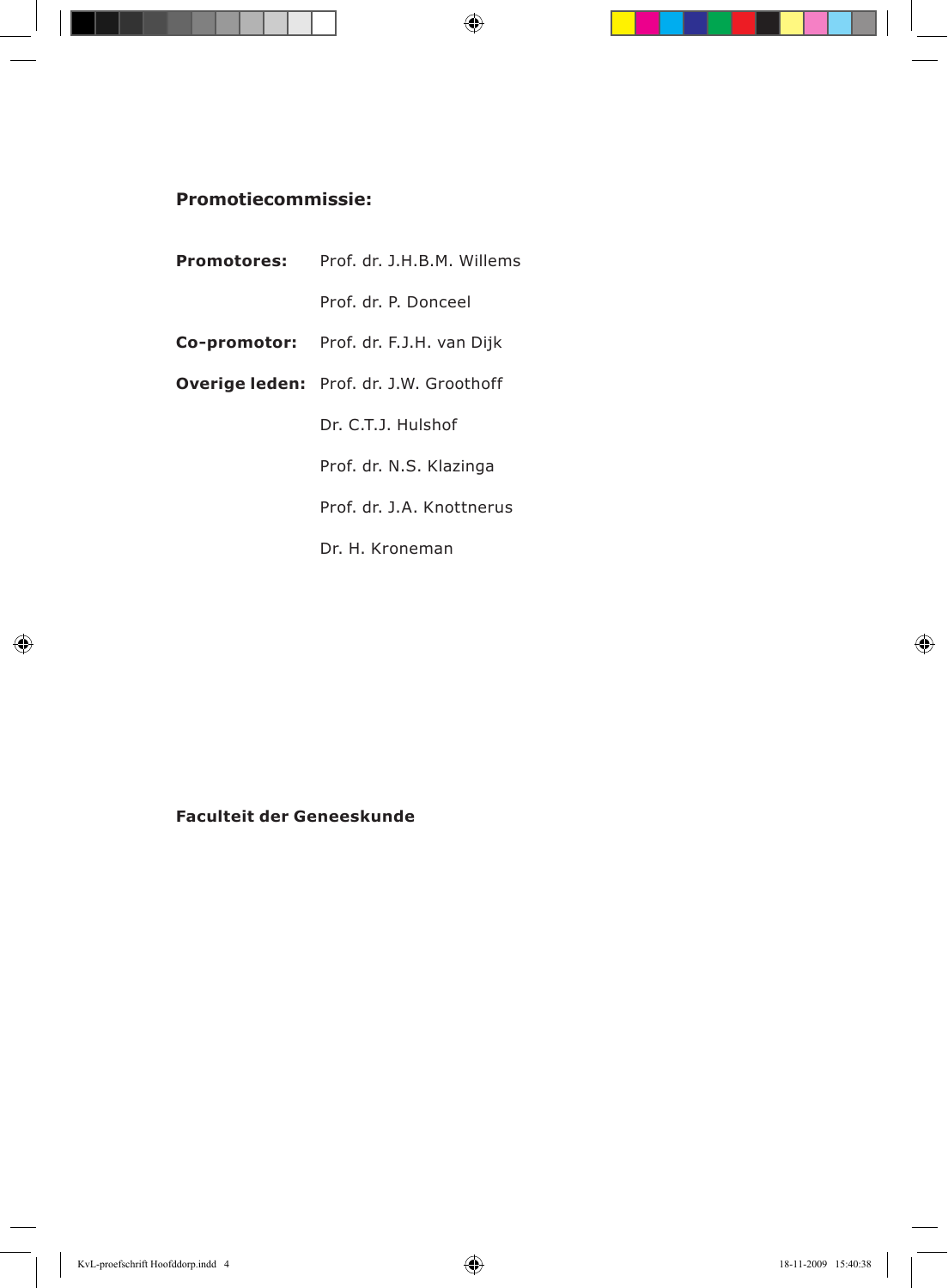**Promotiecommissie:**

| | |
|---|---|
| **Promotores:** | Prof. dr. J.H.B.M. Willems |
| | Prof. dr. P. Donceel |
| **Co-promotor:** | Prof. dr. F.J.H. van Dijk |
| **Overige leden:** | Prof. dr. J.W. Groothoff |
| | Dr. C.T.J. Hulshof |
| | Prof. dr. N.S. Klazinga |
| | Prof. dr. J.A. Knottnerus |
| | Dr. H. Kroneman |

**Faculteit der Geneeskunde**